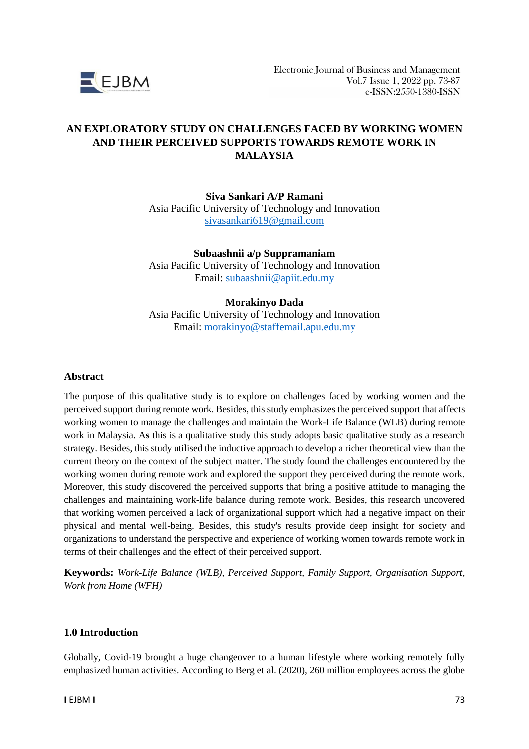# AN EXPLORATORY STUDY ON CHALLENGES FACED BY WORKING WOMEN AND THEIR PERCEIVED SUPPORTS TOWARDS REMOTE WORK IN MALAYSIA

**Siva Sankari A/P Ramani**
Asia Pacific University of Technology and Innovation
sivasankari619@gmail.com

**Subaashnii a/p Suppramaniam**
Asia Pacific University of Technology and Innovation
Email: subaashnii@apiit.edu.my

**Morakinyo Dada**
Asia Pacific University of Technology and Innovation
Email: morakinyo@staffemail.apu.edu.my

## Abstract

The purpose of this qualitative study is to explore on challenges faced by working women and the perceived support during remote work. Besides, this study emphasizes the perceived support that affects working women to manage the challenges and maintain the Work-Life Balance (WLB) during remote work in Malaysia. A**s** this is a qualitative study this study adopts basic qualitative study as a research strategy. Besides, this study utilised the inductive approach to develop a richer theoretical view than the current theory on the context of the subject matter. The study found the challenges encountered by the working women during remote work and explored the support they perceived during the remote work. Moreover, this study discovered the perceived supports that bring a positive attitude to managing the challenges and maintaining work-life balance during remote work. Besides, this research uncovered that working women perceived a lack of organizational support which had a negative impact on their physical and mental well-being. Besides, this study's results provide deep insight for society and organizations to understand the perspective and experience of working women towards remote work in terms of their challenges and the effect of their perceived support.

**Keywords:** *Work-Life Balance (WLB), Perceived Support, Family Support, Organisation Support, Work from Home (WFH)*

## 1.0 Introduction

Globally, Covid-19 brought a huge changeover to a human lifestyle where working remotely fully emphasized human activities. According to Berg et al. (2020), 260 million employees across the globe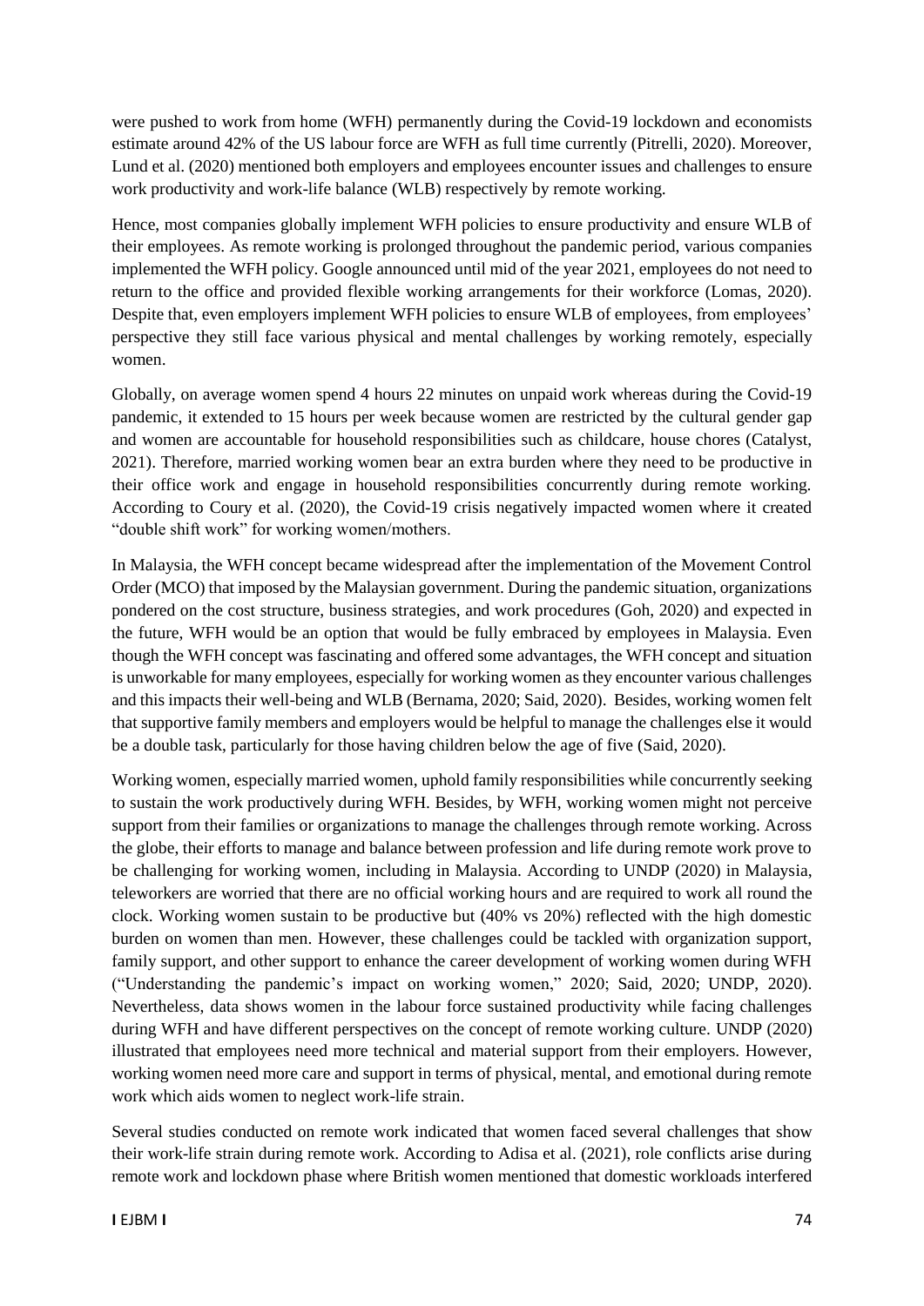were pushed to work from home (WFH) permanently during the Covid-19 lockdown and economists estimate around 42% of the US labour force are WFH as full time currently (Pitrelli, 2020). Moreover, Lund et al. (2020) mentioned both employers and employees encounter issues and challenges to ensure work productivity and work-life balance (WLB) respectively by remote working.

Hence, most companies globally implement WFH policies to ensure productivity and ensure WLB of their employees. As remote working is prolonged throughout the pandemic period, various companies implemented the WFH policy. Google announced until mid of the year 2021, employees do not need to return to the office and provided flexible working arrangements for their workforce (Lomas, 2020). Despite that, even employers implement WFH policies to ensure WLB of employees, from employees' perspective they still face various physical and mental challenges by working remotely, especially women.

Globally, on average women spend 4 hours 22 minutes on unpaid work whereas during the Covid-19 pandemic, it extended to 15 hours per week because women are restricted by the cultural gender gap and women are accountable for household responsibilities such as childcare, house chores (Catalyst, 2021). Therefore, married working women bear an extra burden where they need to be productive in their office work and engage in household responsibilities concurrently during remote working. According to Coury et al. (2020), the Covid-19 crisis negatively impacted women where it created "double shift work" for working women/mothers.

In Malaysia, the WFH concept became widespread after the implementation of the Movement Control Order (MCO) that imposed by the Malaysian government. During the pandemic situation, organizations pondered on the cost structure, business strategies, and work procedures (Goh, 2020) and expected in the future, WFH would be an option that would be fully embraced by employees in Malaysia. Even though the WFH concept was fascinating and offered some advantages, the WFH concept and situation is unworkable for many employees, especially for working women as they encounter various challenges and this impacts their well-being and WLB (Bernama, 2020; Said, 2020). Besides, working women felt that supportive family members and employers would be helpful to manage the challenges else it would be a double task, particularly for those having children below the age of five (Said, 2020).

Working women, especially married women, uphold family responsibilities while concurrently seeking to sustain the work productively during WFH. Besides, by WFH, working women might not perceive support from their families or organizations to manage the challenges through remote working. Across the globe, their efforts to manage and balance between profession and life during remote work prove to be challenging for working women, including in Malaysia. According to UNDP (2020) in Malaysia, teleworkers are worried that there are no official working hours and are required to work all round the clock. Working women sustain to be productive but (40% vs 20%) reflected with the high domestic burden on women than men. However, these challenges could be tackled with organization support, family support, and other support to enhance the career development of working women during WFH ("Understanding the pandemic's impact on working women," 2020; Said, 2020; UNDP, 2020). Nevertheless, data shows women in the labour force sustained productivity while facing challenges during WFH and have different perspectives on the concept of remote working culture. UNDP (2020) illustrated that employees need more technical and material support from their employers. However, working women need more care and support in terms of physical, mental, and emotional during remote work which aids women to neglect work-life strain.

Several studies conducted on remote work indicated that women faced several challenges that show their work-life strain during remote work. According to Adisa et al. (2021), role conflicts arise during remote work and lockdown phase where British women mentioned that domestic workloads interfered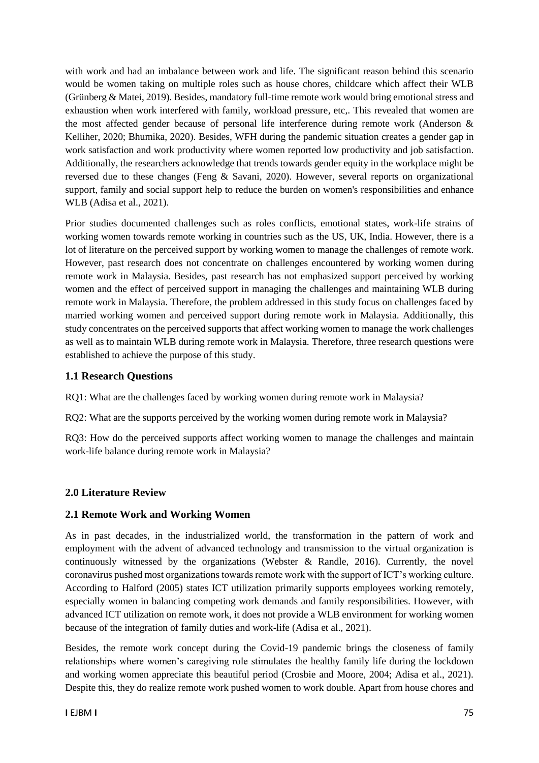with work and had an imbalance between work and life. The significant reason behind this scenario would be women taking on multiple roles such as house chores, childcare which affect their WLB (Grünberg & Matei, 2019). Besides, mandatory full-time remote work would bring emotional stress and exhaustion when work interfered with family, workload pressure, etc,. This revealed that women are the most affected gender because of personal life interference during remote work (Anderson & Kelliher, 2020; Bhumika, 2020). Besides, WFH during the pandemic situation creates a gender gap in work satisfaction and work productivity where women reported low productivity and job satisfaction. Additionally, the researchers acknowledge that trends towards gender equity in the workplace might be reversed due to these changes (Feng & Savani, 2020). However, several reports on organizational support, family and social support help to reduce the burden on women's responsibilities and enhance WLB (Adisa et al., 2021).

Prior studies documented challenges such as roles conflicts, emotional states, work-life strains of working women towards remote working in countries such as the US, UK, India. However, there is a lot of literature on the perceived support by working women to manage the challenges of remote work. However, past research does not concentrate on challenges encountered by working women during remote work in Malaysia. Besides, past research has not emphasized support perceived by working women and the effect of perceived support in managing the challenges and maintaining WLB during remote work in Malaysia. Therefore, the problem addressed in this study focus on challenges faced by married working women and perceived support during remote work in Malaysia. Additionally, this study concentrates on the perceived supports that affect working women to manage the work challenges as well as to maintain WLB during remote work in Malaysia. Therefore, three research questions were established to achieve the purpose of this study.

### 1.1 Research Questions

RQ1: What are the challenges faced by working women during remote work in Malaysia?

RQ2: What are the supports perceived by the working women during remote work in Malaysia?

RQ3: How do the perceived supports affect working women to manage the challenges and maintain work-life balance during remote work in Malaysia?

## 2.0 Literature Review

### 2.1 Remote Work and Working Women

As in past decades, in the industrialized world, the transformation in the pattern of work and employment with the advent of advanced technology and transmission to the virtual organization is continuously witnessed by the organizations (Webster & Randle, 2016). Currently, the novel coronavirus pushed most organizations towards remote work with the support of ICT's working culture. According to Halford (2005) states ICT utilization primarily supports employees working remotely, especially women in balancing competing work demands and family responsibilities. However, with advanced ICT utilization on remote work, it does not provide a WLB environment for working women because of the integration of family duties and work-life (Adisa et al., 2021).

Besides, the remote work concept during the Covid-19 pandemic brings the closeness of family relationships where women's caregiving role stimulates the healthy family life during the lockdown and working women appreciate this beautiful period (Crosbie and Moore, 2004; Adisa et al., 2021). Despite this, they do realize remote work pushed women to work double. Apart from house chores and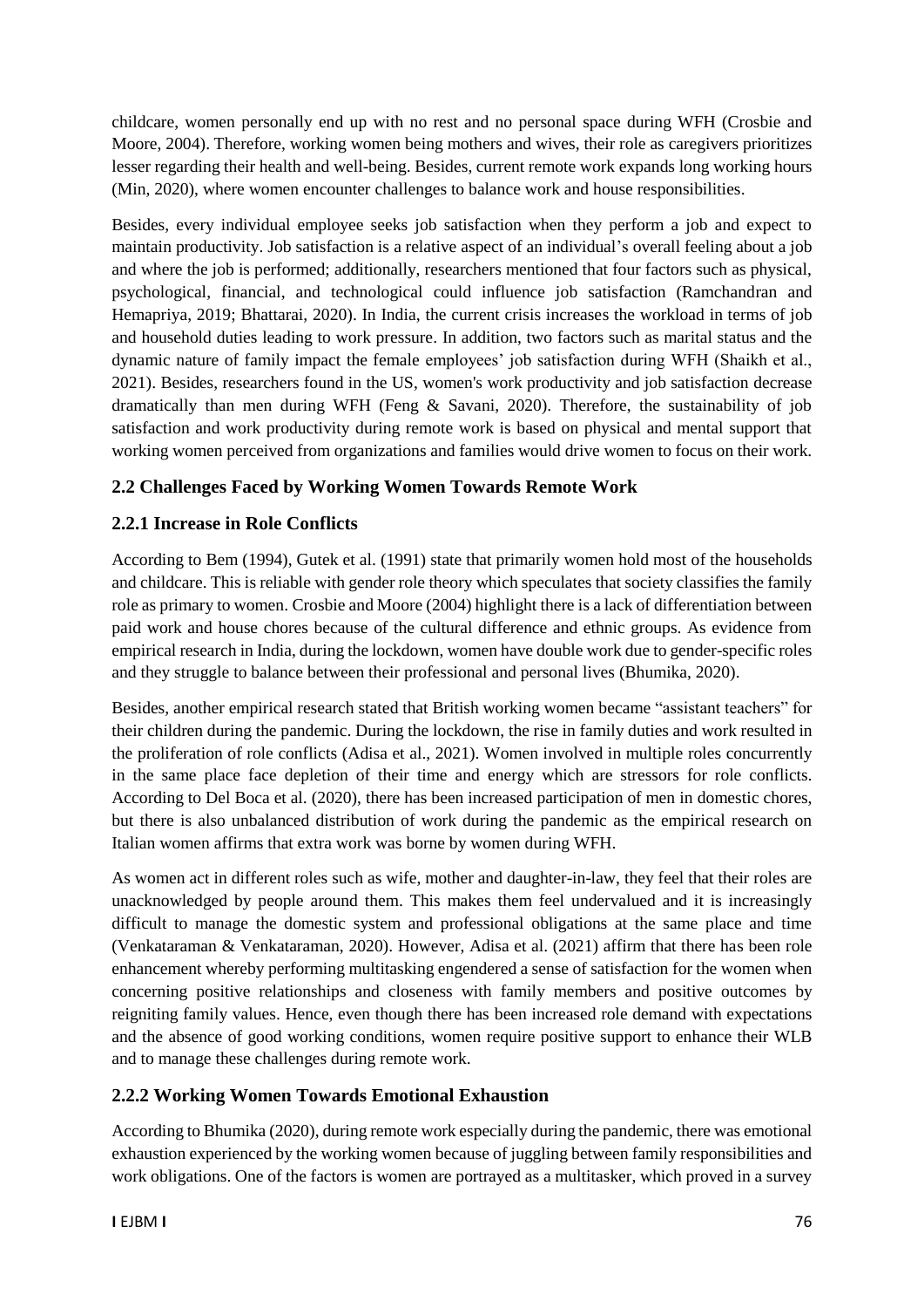childcare, women personally end up with no rest and no personal space during WFH (Crosbie and Moore, 2004). Therefore, working women being mothers and wives, their role as caregivers prioritizes lesser regarding their health and well-being. Besides, current remote work expands long working hours (Min, 2020), where women encounter challenges to balance work and house responsibilities.

Besides, every individual employee seeks job satisfaction when they perform a job and expect to maintain productivity. Job satisfaction is a relative aspect of an individual's overall feeling about a job and where the job is performed; additionally, researchers mentioned that four factors such as physical, psychological, financial, and technological could influence job satisfaction (Ramchandran and Hemapriya, 2019; Bhattarai, 2020). In India, the current crisis increases the workload in terms of job and household duties leading to work pressure. In addition, two factors such as marital status and the dynamic nature of family impact the female employees' job satisfaction during WFH (Shaikh et al., 2021). Besides, researchers found in the US, women's work productivity and job satisfaction decrease dramatically than men during WFH (Feng & Savani, 2020). Therefore, the sustainability of job satisfaction and work productivity during remote work is based on physical and mental support that working women perceived from organizations and families would drive women to focus on their work.

## 2.2 Challenges Faced by Working Women Towards Remote Work

### 2.2.1 Increase in Role Conflicts

According to Bem (1994), Gutek et al. (1991) state that primarily women hold most of the households and childcare. This is reliable with gender role theory which speculates that society classifies the family role as primary to women. Crosbie and Moore (2004) highlight there is a lack of differentiation between paid work and house chores because of the cultural difference and ethnic groups. As evidence from empirical research in India, during the lockdown, women have double work due to gender-specific roles and they struggle to balance between their professional and personal lives (Bhumika, 2020).

Besides, another empirical research stated that British working women became "assistant teachers" for their children during the pandemic. During the lockdown, the rise in family duties and work resulted in the proliferation of role conflicts (Adisa et al., 2021). Women involved in multiple roles concurrently in the same place face depletion of their time and energy which are stressors for role conflicts. According to Del Boca et al. (2020), there has been increased participation of men in domestic chores, but there is also unbalanced distribution of work during the pandemic as the empirical research on Italian women affirms that extra work was borne by women during WFH.

As women act in different roles such as wife, mother and daughter-in-law, they feel that their roles are unacknowledged by people around them. This makes them feel undervalued and it is increasingly difficult to manage the domestic system and professional obligations at the same place and time (Venkataraman & Venkataraman, 2020). However, Adisa et al. (2021) affirm that there has been role enhancement whereby performing multitasking engendered a sense of satisfaction for the women when concerning positive relationships and closeness with family members and positive outcomes by reigniting family values. Hence, even though there has been increased role demand with expectations and the absence of good working conditions, women require positive support to enhance their WLB and to manage these challenges during remote work.

### 2.2.2 Working Women Towards Emotional Exhaustion

According to Bhumika (2020), during remote work especially during the pandemic, there was emotional exhaustion experienced by the working women because of juggling between family responsibilities and work obligations. One of the factors is women are portrayed as a multitasker, which proved in a survey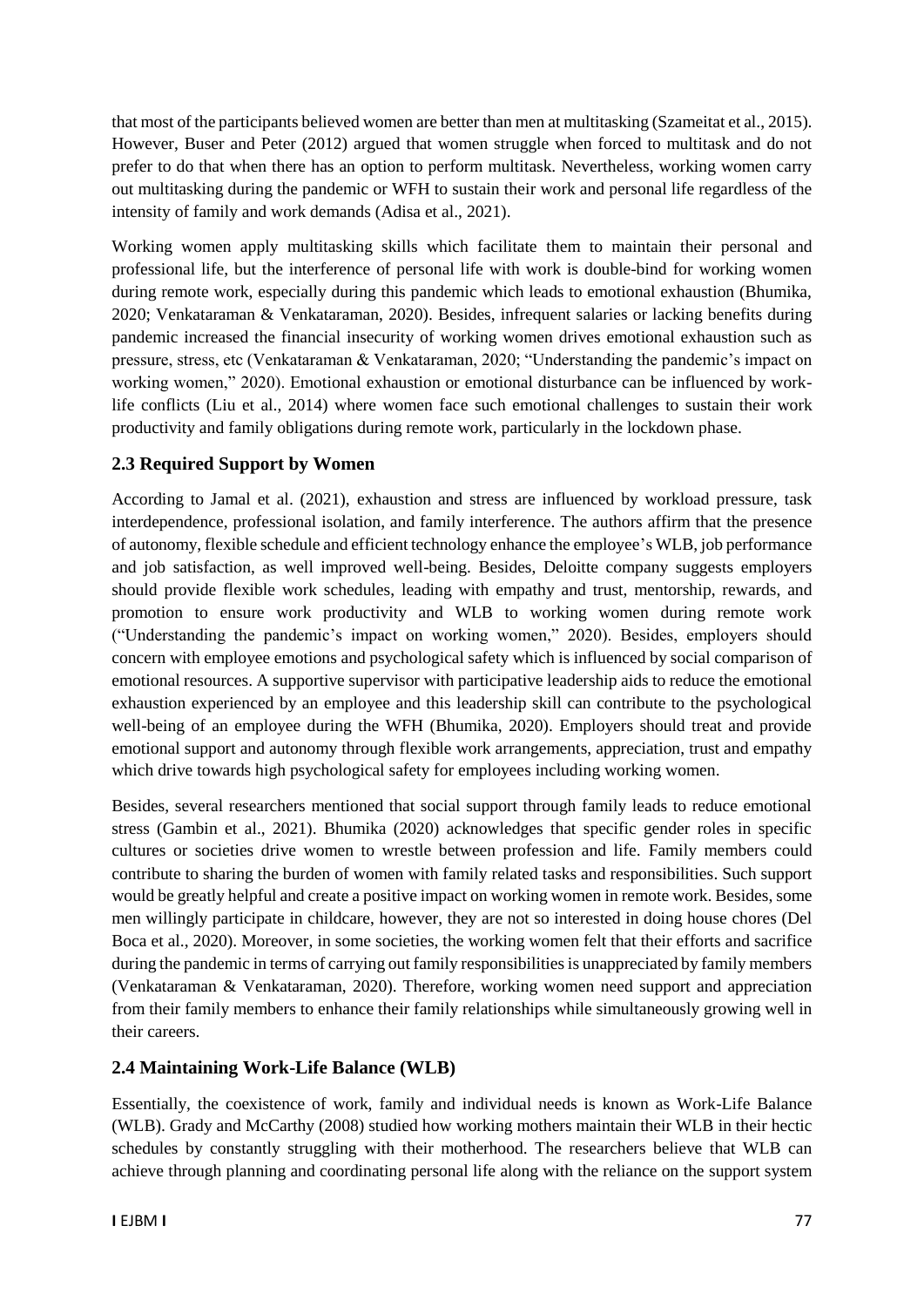that most of the participants believed women are better than men at multitasking (Szameitat et al., 2015). However, Buser and Peter (2012) argued that women struggle when forced to multitask and do not prefer to do that when there has an option to perform multitask. Nevertheless, working women carry out multitasking during the pandemic or WFH to sustain their work and personal life regardless of the intensity of family and work demands (Adisa et al., 2021).

Working women apply multitasking skills which facilitate them to maintain their personal and professional life, but the interference of personal life with work is double-bind for working women during remote work, especially during this pandemic which leads to emotional exhaustion (Bhumika, 2020; Venkataraman & Venkataraman, 2020). Besides, infrequent salaries or lacking benefits during pandemic increased the financial insecurity of working women drives emotional exhaustion such as pressure, stress, etc (Venkataraman & Venkataraman, 2020; "Understanding the pandemic's impact on working women," 2020). Emotional exhaustion or emotional disturbance can be influenced by work-life conflicts (Liu et al., 2014) where women face such emotional challenges to sustain their work productivity and family obligations during remote work, particularly in the lockdown phase.

## 2.3 Required Support by Women

According to Jamal et al. (2021), exhaustion and stress are influenced by workload pressure, task interdependence, professional isolation, and family interference. The authors affirm that the presence of autonomy, flexible schedule and efficient technology enhance the employee's WLB, job performance and job satisfaction, as well improved well-being. Besides, Deloitte company suggests employers should provide flexible work schedules, leading with empathy and trust, mentorship, rewards, and promotion to ensure work productivity and WLB to working women during remote work ("Understanding the pandemic's impact on working women," 2020). Besides, employers should concern with employee emotions and psychological safety which is influenced by social comparison of emotional resources. A supportive supervisor with participative leadership aids to reduce the emotional exhaustion experienced by an employee and this leadership skill can contribute to the psychological well-being of an employee during the WFH (Bhumika, 2020). Employers should treat and provide emotional support and autonomy through flexible work arrangements, appreciation, trust and empathy which drive towards high psychological safety for employees including working women.

Besides, several researchers mentioned that social support through family leads to reduce emotional stress (Gambin et al., 2021). Bhumika (2020) acknowledges that specific gender roles in specific cultures or societies drive women to wrestle between profession and life. Family members could contribute to sharing the burden of women with family related tasks and responsibilities. Such support would be greatly helpful and create a positive impact on working women in remote work. Besides, some men willingly participate in childcare, however, they are not so interested in doing house chores (Del Boca et al., 2020). Moreover, in some societies, the working women felt that their efforts and sacrifice during the pandemic in terms of carrying out family responsibilities is unappreciated by family members (Venkataraman & Venkataraman, 2020). Therefore, working women need support and appreciation from their family members to enhance their family relationships while simultaneously growing well in their careers.

## 2.4 Maintaining Work-Life Balance (WLB)

Essentially, the coexistence of work, family and individual needs is known as Work-Life Balance (WLB). Grady and McCarthy (2008) studied how working mothers maintain their WLB in their hectic schedules by constantly struggling with their motherhood. The researchers believe that WLB can achieve through planning and coordinating personal life along with the reliance on the support system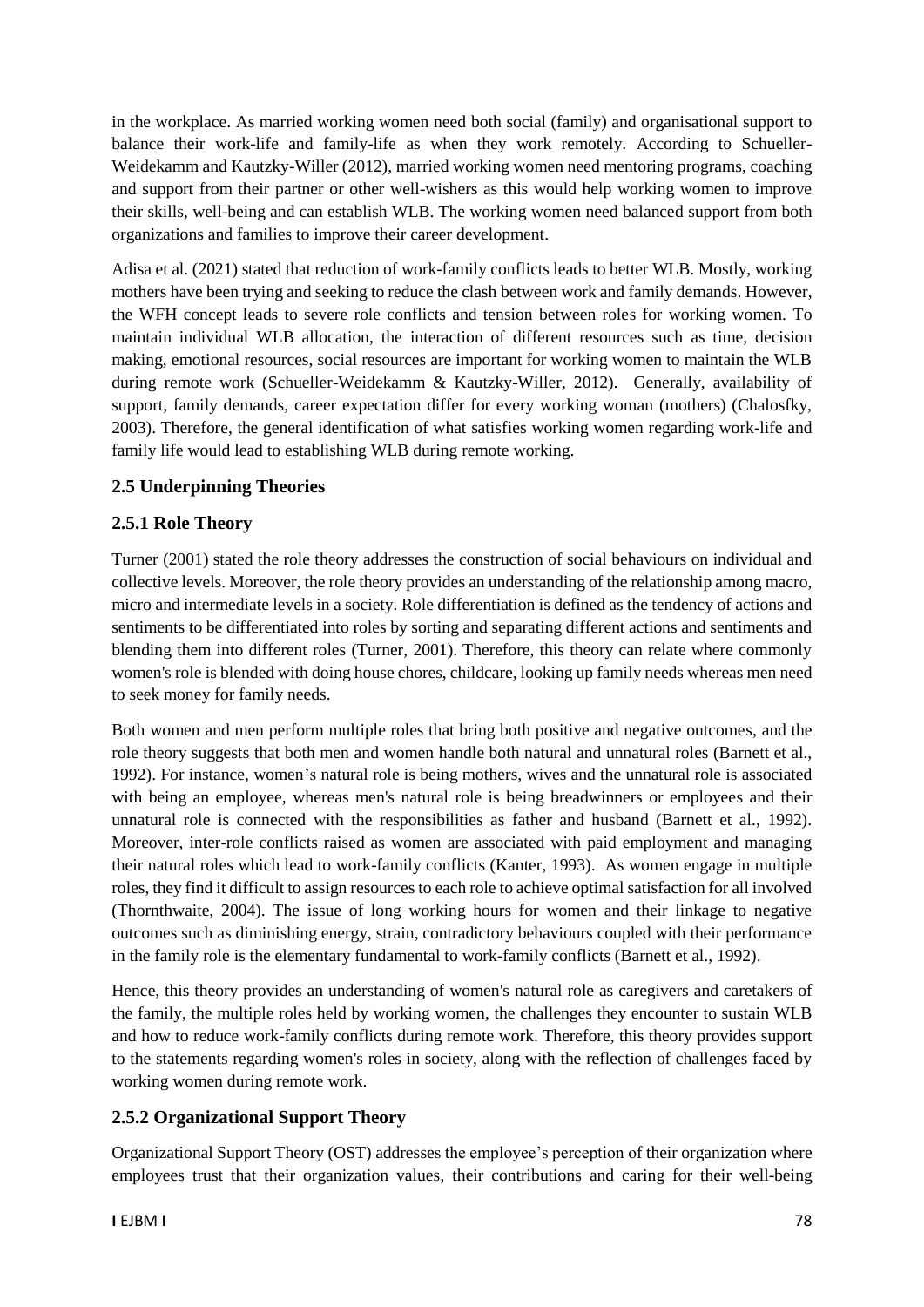in the workplace. As married working women need both social (family) and organisational support to balance their work-life and family-life as when they work remotely. According to Schueller-Weidekamm and Kautzky-Willer (2012), married working women need mentoring programs, coaching and support from their partner or other well-wishers as this would help working women to improve their skills, well-being and can establish WLB. The working women need balanced support from both organizations and families to improve their career development.

Adisa et al. (2021) stated that reduction of work-family conflicts leads to better WLB. Mostly, working mothers have been trying and seeking to reduce the clash between work and family demands. However, the WFH concept leads to severe role conflicts and tension between roles for working women. To maintain individual WLB allocation, the interaction of different resources such as time, decision making, emotional resources, social resources are important for working women to maintain the WLB during remote work (Schueller-Weidekamm & Kautzky-Willer, 2012). Generally, availability of support, family demands, career expectation differ for every working woman (mothers) (Chalosfky, 2003). Therefore, the general identification of what satisfies working women regarding work-life and family life would lead to establishing WLB during remote working.

## 2.5 Underpinning Theories

### 2.5.1 Role Theory

Turner (2001) stated the role theory addresses the construction of social behaviours on individual and collective levels. Moreover, the role theory provides an understanding of the relationship among macro, micro and intermediate levels in a society. Role differentiation is defined as the tendency of actions and sentiments to be differentiated into roles by sorting and separating different actions and sentiments and blending them into different roles (Turner, 2001). Therefore, this theory can relate where commonly women's role is blended with doing house chores, childcare, looking up family needs whereas men need to seek money for family needs.

Both women and men perform multiple roles that bring both positive and negative outcomes, and the role theory suggests that both men and women handle both natural and unnatural roles (Barnett et al., 1992). For instance, women's natural role is being mothers, wives and the unnatural role is associated with being an employee, whereas men's natural role is being breadwinners or employees and their unnatural role is connected with the responsibilities as father and husband (Barnett et al., 1992). Moreover, inter-role conflicts raised as women are associated with paid employment and managing their natural roles which lead to work-family conflicts (Kanter, 1993). As women engage in multiple roles, they find it difficult to assign resources to each role to achieve optimal satisfaction for all involved (Thornthwaite, 2004). The issue of long working hours for women and their linkage to negative outcomes such as diminishing energy, strain, contradictory behaviours coupled with their performance in the family role is the elementary fundamental to work-family conflicts (Barnett et al., 1992).

Hence, this theory provides an understanding of women's natural role as caregivers and caretakers of the family, the multiple roles held by working women, the challenges they encounter to sustain WLB and how to reduce work-family conflicts during remote work. Therefore, this theory provides support to the statements regarding women's roles in society, along with the reflection of challenges faced by working women during remote work.

### 2.5.2 Organizational Support Theory

Organizational Support Theory (OST) addresses the employee's perception of their organization where employees trust that their organization values, their contributions and caring for their well-being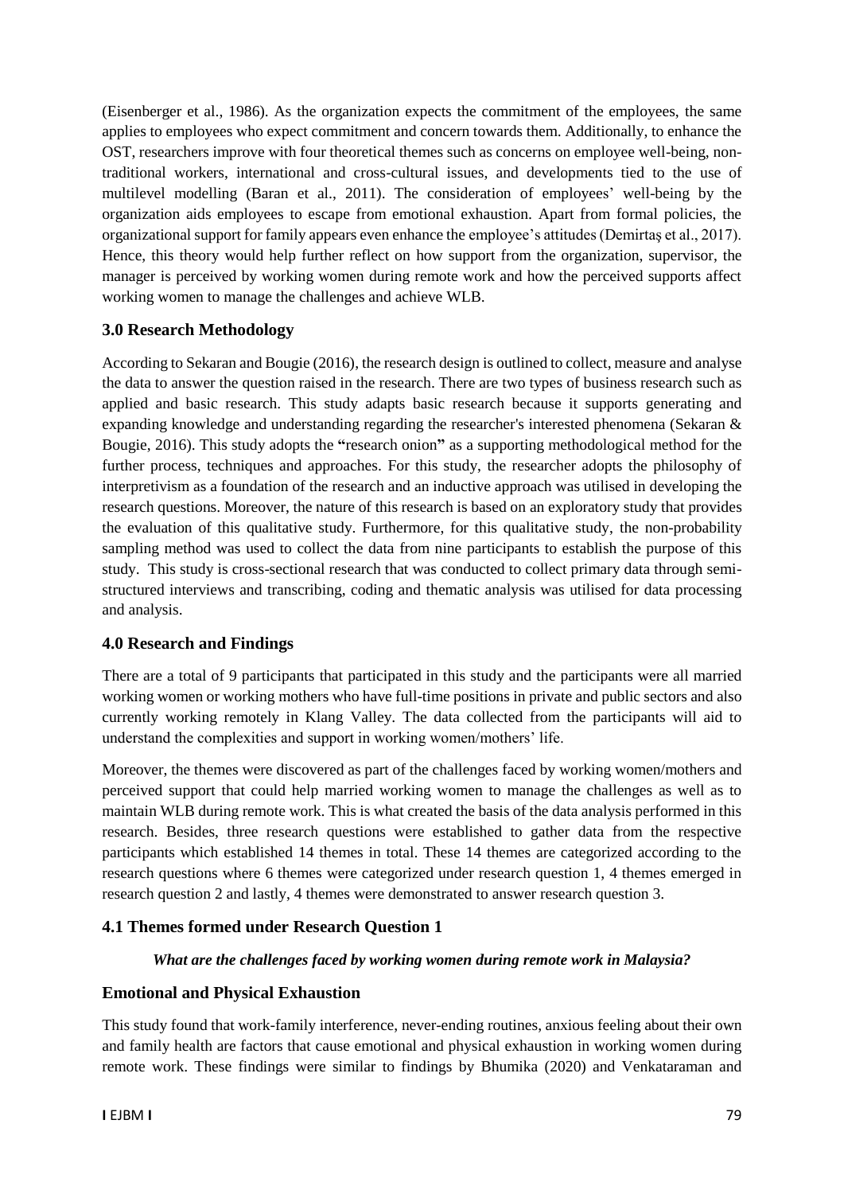(Eisenberger et al., 1986). As the organization expects the commitment of the employees, the same applies to employees who expect commitment and concern towards them. Additionally, to enhance the OST, researchers improve with four theoretical themes such as concerns on employee well-being, non-traditional workers, international and cross-cultural issues, and developments tied to the use of multilevel modelling (Baran et al., 2011). The consideration of employees' well-being by the organization aids employees to escape from emotional exhaustion. Apart from formal policies, the organizational support for family appears even enhance the employee's attitudes (Demirtaş et al., 2017). Hence, this theory would help further reflect on how support from the organization, supervisor, the manager is perceived by working women during remote work and how the perceived supports affect working women to manage the challenges and achieve WLB.

## 3.0 Research Methodology

According to Sekaran and Bougie (2016), the research design is outlined to collect, measure and analyse the data to answer the question raised in the research. There are two types of business research such as applied and basic research. This study adapts basic research because it supports generating and expanding knowledge and understanding regarding the researcher's interested phenomena (Sekaran & Bougie, 2016). This study adopts the **"**research onion**"** as a supporting methodological method for the further process, techniques and approaches. For this study, the researcher adopts the philosophy of interpretivism as a foundation of the research and an inductive approach was utilised in developing the research questions. Moreover, the nature of this research is based on an exploratory study that provides the evaluation of this qualitative study. Furthermore, for this qualitative study, the non-probability sampling method was used to collect the data from nine participants to establish the purpose of this study. This study is cross-sectional research that was conducted to collect primary data through semi-structured interviews and transcribing, coding and thematic analysis was utilised for data processing and analysis.

## 4.0 Research and Findings

There are a total of 9 participants that participated in this study and the participants were all married working women or working mothers who have full-time positions in private and public sectors and also currently working remotely in Klang Valley. The data collected from the participants will aid to understand the complexities and support in working women/mothers' life.

Moreover, the themes were discovered as part of the challenges faced by working women/mothers and perceived support that could help married working women to manage the challenges as well as to maintain WLB during remote work. This is what created the basis of the data analysis performed in this research. Besides, three research questions were established to gather data from the respective participants which established 14 themes in total. These 14 themes are categorized according to the research questions where 6 themes were categorized under research question 1, 4 themes emerged in research question 2 and lastly, 4 themes were demonstrated to answer research question 3.

### 4.1 Themes formed under Research Question 1

***What are the challenges faced by working women during remote work in Malaysia?***

### Emotional and Physical Exhaustion

This study found that work-family interference, never-ending routines, anxious feeling about their own and family health are factors that cause emotional and physical exhaustion in working women during remote work. These findings were similar to findings by Bhumika (2020) and Venkataraman and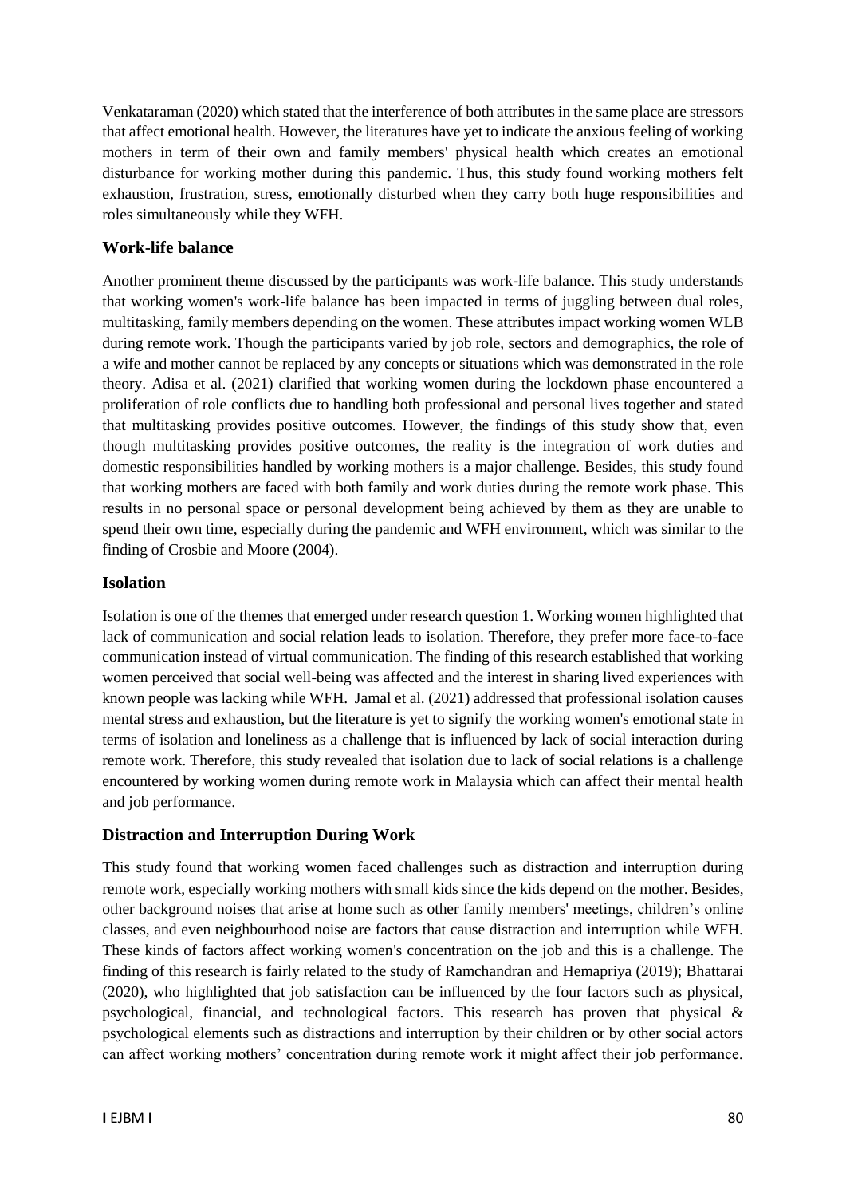Venkataraman (2020) which stated that the interference of both attributes in the same place are stressors that affect emotional health. However, the literatures have yet to indicate the anxious feeling of working mothers in term of their own and family members' physical health which creates an emotional disturbance for working mother during this pandemic. Thus, this study found working mothers felt exhaustion, frustration, stress, emotionally disturbed when they carry both huge responsibilities and roles simultaneously while they WFH.

### Work-life balance

Another prominent theme discussed by the participants was work-life balance. This study understands that working women's work-life balance has been impacted in terms of juggling between dual roles, multitasking, family members depending on the women. These attributes impact working women WLB during remote work. Though the participants varied by job role, sectors and demographics, the role of a wife and mother cannot be replaced by any concepts or situations which was demonstrated in the role theory. Adisa et al. (2021) clarified that working women during the lockdown phase encountered a proliferation of role conflicts due to handling both professional and personal lives together and stated that multitasking provides positive outcomes. However, the findings of this study show that, even though multitasking provides positive outcomes, the reality is the integration of work duties and domestic responsibilities handled by working mothers is a major challenge. Besides, this study found that working mothers are faced with both family and work duties during the remote work phase. This results in no personal space or personal development being achieved by them as they are unable to spend their own time, especially during the pandemic and WFH environment, which was similar to the finding of Crosbie and Moore (2004).

### Isolation

Isolation is one of the themes that emerged under research question 1. Working women highlighted that lack of communication and social relation leads to isolation. Therefore, they prefer more face-to-face communication instead of virtual communication. The finding of this research established that working women perceived that social well-being was affected and the interest in sharing lived experiences with known people was lacking while WFH. Jamal et al. (2021) addressed that professional isolation causes mental stress and exhaustion, but the literature is yet to signify the working women's emotional state in terms of isolation and loneliness as a challenge that is influenced by lack of social interaction during remote work. Therefore, this study revealed that isolation due to lack of social relations is a challenge encountered by working women during remote work in Malaysia which can affect their mental health and job performance.

### Distraction and Interruption During Work

This study found that working women faced challenges such as distraction and interruption during remote work, especially working mothers with small kids since the kids depend on the mother. Besides, other background noises that arise at home such as other family members' meetings, children's online classes, and even neighbourhood noise are factors that cause distraction and interruption while WFH. These kinds of factors affect working women's concentration on the job and this is a challenge. The finding of this research is fairly related to the study of Ramchandran and Hemapriya (2019); Bhattarai (2020), who highlighted that job satisfaction can be influenced by the four factors such as physical, psychological, financial, and technological factors. This research has proven that physical & psychological elements such as distractions and interruption by their children or by other social actors can affect working mothers' concentration during remote work it might affect their job performance.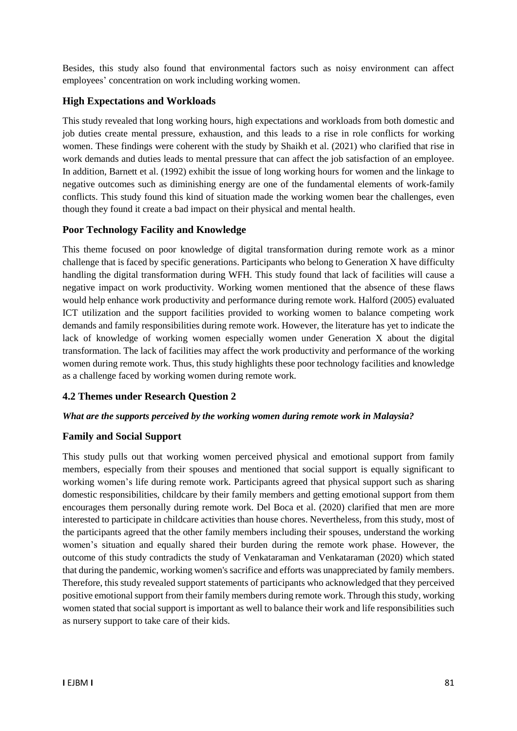Besides, this study also found that environmental factors such as noisy environment can affect employees' concentration on work including working women.

### High Expectations and Workloads

This study revealed that long working hours, high expectations and workloads from both domestic and job duties create mental pressure, exhaustion, and this leads to a rise in role conflicts for working women. These findings were coherent with the study by Shaikh et al. (2021) who clarified that rise in work demands and duties leads to mental pressure that can affect the job satisfaction of an employee. In addition, Barnett et al. (1992) exhibit the issue of long working hours for women and the linkage to negative outcomes such as diminishing energy are one of the fundamental elements of work-family conflicts. This study found this kind of situation made the working women bear the challenges, even though they found it create a bad impact on their physical and mental health.

### Poor Technology Facility and Knowledge

This theme focused on poor knowledge of digital transformation during remote work as a minor challenge that is faced by specific generations. Participants who belong to Generation X have difficulty handling the digital transformation during WFH. This study found that lack of facilities will cause a negative impact on work productivity. Working women mentioned that the absence of these flaws would help enhance work productivity and performance during remote work. Halford (2005) evaluated ICT utilization and the support facilities provided to working women to balance competing work demands and family responsibilities during remote work. However, the literature has yet to indicate the lack of knowledge of working women especially women under Generation X about the digital transformation. The lack of facilities may affect the work productivity and performance of the working women during remote work. Thus, this study highlights these poor technology facilities and knowledge as a challenge faced by working women during remote work.

## 4.2 Themes under Research Question 2

***What are the supports perceived by the working women during remote work in Malaysia?***

### Family and Social Support

This study pulls out that working women perceived physical and emotional support from family members, especially from their spouses and mentioned that social support is equally significant to working women's life during remote work. Participants agreed that physical support such as sharing domestic responsibilities, childcare by their family members and getting emotional support from them encourages them personally during remote work. Del Boca et al. (2020) clarified that men are more interested to participate in childcare activities than house chores. Nevertheless, from this study, most of the participants agreed that the other family members including their spouses, understand the working women's situation and equally shared their burden during the remote work phase. However, the outcome of this study contradicts the study of Venkataraman and Venkataraman (2020) which stated that during the pandemic, working women's sacrifice and efforts was unappreciated by family members. Therefore, this study revealed support statements of participants who acknowledged that they perceived positive emotional support from their family members during remote work. Through this study, working women stated that social support is important as well to balance their work and life responsibilities such as nursery support to take care of their kids.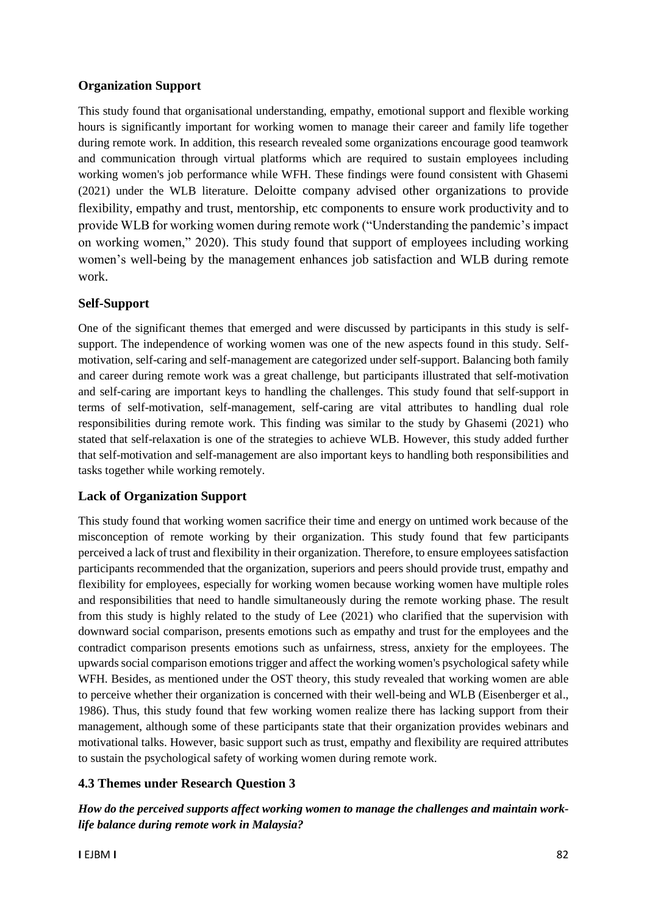### Organization Support

This study found that organisational understanding, empathy, emotional support and flexible working hours is significantly important for working women to manage their career and family life together during remote work. In addition, this research revealed some organizations encourage good teamwork and communication through virtual platforms which are required to sustain employees including working women's job performance while WFH. These findings were found consistent with Ghasemi (2021) under the WLB literature. Deloitte company advised other organizations to provide flexibility, empathy and trust, mentorship, etc components to ensure work productivity and to provide WLB for working women during remote work ("Understanding the pandemic's impact on working women," 2020). This study found that support of employees including working women's well-being by the management enhances job satisfaction and WLB during remote work.

### Self-Support

One of the significant themes that emerged and were discussed by participants in this study is self-support. The independence of working women was one of the new aspects found in this study. Self-motivation, self-caring and self-management are categorized under self-support. Balancing both family and career during remote work was a great challenge, but participants illustrated that self-motivation and self-caring are important keys to handling the challenges. This study found that self-support in terms of self-motivation, self-management, self-caring are vital attributes to handling dual role responsibilities during remote work. This finding was similar to the study by Ghasemi (2021) who stated that self-relaxation is one of the strategies to achieve WLB. However, this study added further that self-motivation and self-management are also important keys to handling both responsibilities and tasks together while working remotely.

### Lack of Organization Support

This study found that working women sacrifice their time and energy on untimed work because of the misconception of remote working by their organization. This study found that few participants perceived a lack of trust and flexibility in their organization. Therefore, to ensure employees satisfaction participants recommended that the organization, superiors and peers should provide trust, empathy and flexibility for employees, especially for working women because working women have multiple roles and responsibilities that need to handle simultaneously during the remote working phase. The result from this study is highly related to the study of Lee (2021) who clarified that the supervision with downward social comparison, presents emotions such as empathy and trust for the employees and the contradict comparison presents emotions such as unfairness, stress, anxiety for the employees. The upwards social comparison emotions trigger and affect the working women's psychological safety while WFH. Besides, as mentioned under the OST theory, this study revealed that working women are able to perceive whether their organization is concerned with their well-being and WLB (Eisenberger et al., 1986). Thus, this study found that few working women realize there has lacking support from their management, although some of these participants state that their organization provides webinars and motivational talks. However, basic support such as trust, empathy and flexibility are required attributes to sustain the psychological safety of working women during remote work.

## 4.3 Themes under Research Question 3

***How do the perceived supports affect working women to manage the challenges and maintain work-life balance during remote work in Malaysia?***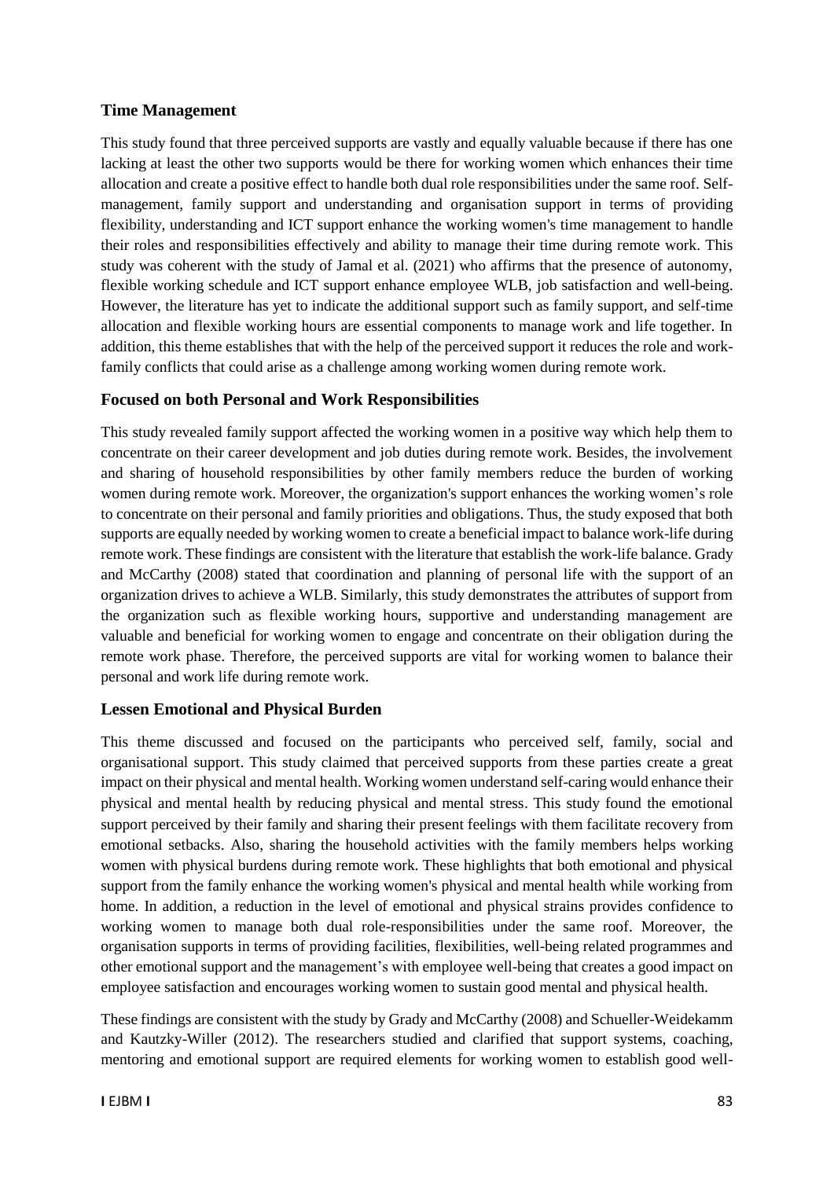### Time Management

This study found that three perceived supports are vastly and equally valuable because if there has one lacking at least the other two supports would be there for working women which enhances their time allocation and create a positive effect to handle both dual role responsibilities under the same roof. Self-management, family support and understanding and organisation support in terms of providing flexibility, understanding and ICT support enhance the working women's time management to handle their roles and responsibilities effectively and ability to manage their time during remote work. This study was coherent with the study of Jamal et al. (2021) who affirms that the presence of autonomy, flexible working schedule and ICT support enhance employee WLB, job satisfaction and well-being. However, the literature has yet to indicate the additional support such as family support, and self-time allocation and flexible working hours are essential components to manage work and life together. In addition, this theme establishes that with the help of the perceived support it reduces the role and work-family conflicts that could arise as a challenge among working women during remote work.

### Focused on both Personal and Work Responsibilities

This study revealed family support affected the working women in a positive way which help them to concentrate on their career development and job duties during remote work. Besides, the involvement and sharing of household responsibilities by other family members reduce the burden of working women during remote work. Moreover, the organization's support enhances the working women's role to concentrate on their personal and family priorities and obligations. Thus, the study exposed that both supports are equally needed by working women to create a beneficial impact to balance work-life during remote work. These findings are consistent with the literature that establish the work-life balance. Grady and McCarthy (2008) stated that coordination and planning of personal life with the support of an organization drives to achieve a WLB. Similarly, this study demonstrates the attributes of support from the organization such as flexible working hours, supportive and understanding management are valuable and beneficial for working women to engage and concentrate on their obligation during the remote work phase. Therefore, the perceived supports are vital for working women to balance their personal and work life during remote work.

### Lessen Emotional and Physical Burden

This theme discussed and focused on the participants who perceived self, family, social and organisational support. This study claimed that perceived supports from these parties create a great impact on their physical and mental health. Working women understand self-caring would enhance their physical and mental health by reducing physical and mental stress. This study found the emotional support perceived by their family and sharing their present feelings with them facilitate recovery from emotional setbacks. Also, sharing the household activities with the family members helps working women with physical burdens during remote work. These highlights that both emotional and physical support from the family enhance the working women's physical and mental health while working from home. In addition, a reduction in the level of emotional and physical strains provides confidence to working women to manage both dual role-responsibilities under the same roof. Moreover, the organisation supports in terms of providing facilities, flexibilities, well-being related programmes and other emotional support and the management's with employee well-being that creates a good impact on employee satisfaction and encourages working women to sustain good mental and physical health.

These findings are consistent with the study by Grady and McCarthy (2008) and Schueller-Weidekamm and Kautzky-Willer (2012). The researchers studied and clarified that support systems, coaching, mentoring and emotional support are required elements for working women to establish good well-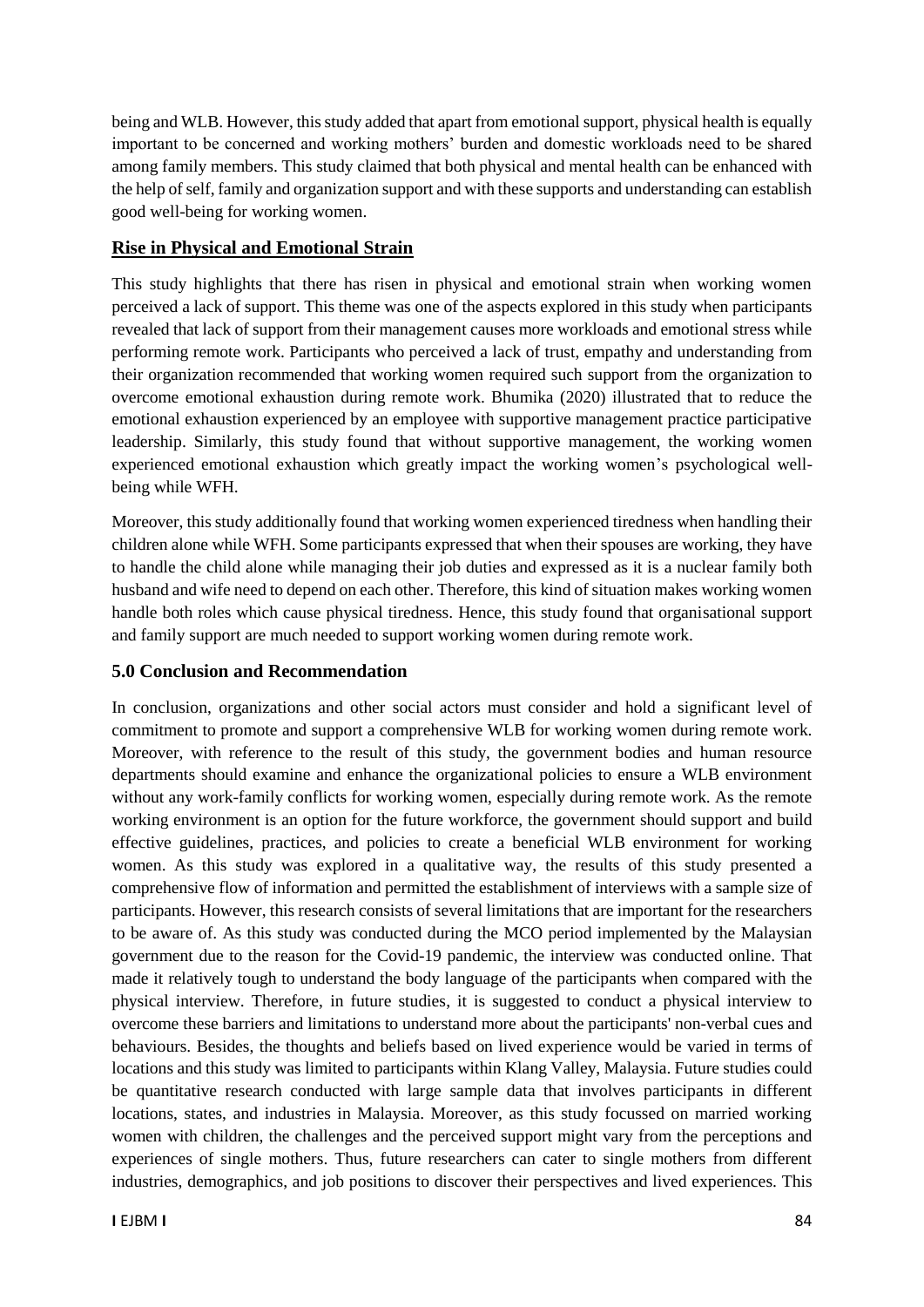being and WLB. However, this study added that apart from emotional support, physical health is equally important to be concerned and working mothers' burden and domestic workloads need to be shared among family members. This study claimed that both physical and mental health can be enhanced with the help of self, family and organization support and with these supports and understanding can establish good well-being for working women.

## Rise in Physical and Emotional Strain

This study highlights that there has risen in physical and emotional strain when working women perceived a lack of support. This theme was one of the aspects explored in this study when participants revealed that lack of support from their management causes more workloads and emotional stress while performing remote work. Participants who perceived a lack of trust, empathy and understanding from their organization recommended that working women required such support from the organization to overcome emotional exhaustion during remote work. Bhumika (2020) illustrated that to reduce the emotional exhaustion experienced by an employee with supportive management practice participative leadership. Similarly, this study found that without supportive management, the working women experienced emotional exhaustion which greatly impact the working women's psychological well-being while WFH.

Moreover, this study additionally found that working women experienced tiredness when handling their children alone while WFH. Some participants expressed that when their spouses are working, they have to handle the child alone while managing their job duties and expressed as it is a nuclear family both husband and wife need to depend on each other. Therefore, this kind of situation makes working women handle both roles which cause physical tiredness. Hence, this study found that organisational support and family support are much needed to support working women during remote work.

## 5.0 Conclusion and Recommendation

In conclusion, organizations and other social actors must consider and hold a significant level of commitment to promote and support a comprehensive WLB for working women during remote work. Moreover, with reference to the result of this study, the government bodies and human resource departments should examine and enhance the organizational policies to ensure a WLB environment without any work-family conflicts for working women, especially during remote work. As the remote working environment is an option for the future workforce, the government should support and build effective guidelines, practices, and policies to create a beneficial WLB environment for working women. As this study was explored in a qualitative way, the results of this study presented a comprehensive flow of information and permitted the establishment of interviews with a sample size of participants. However, this research consists of several limitations that are important for the researchers to be aware of. As this study was conducted during the MCO period implemented by the Malaysian government due to the reason for the Covid-19 pandemic, the interview was conducted online. That made it relatively tough to understand the body language of the participants when compared with the physical interview. Therefore, in future studies, it is suggested to conduct a physical interview to overcome these barriers and limitations to understand more about the participants' non-verbal cues and behaviours. Besides, the thoughts and beliefs based on lived experience would be varied in terms of locations and this study was limited to participants within Klang Valley, Malaysia. Future studies could be quantitative research conducted with large sample data that involves participants in different locations, states, and industries in Malaysia. Moreover, as this study focussed on married working women with children, the challenges and the perceived support might vary from the perceptions and experiences of single mothers. Thus, future researchers can cater to single mothers from different industries, demographics, and job positions to discover their perspectives and lived experiences. This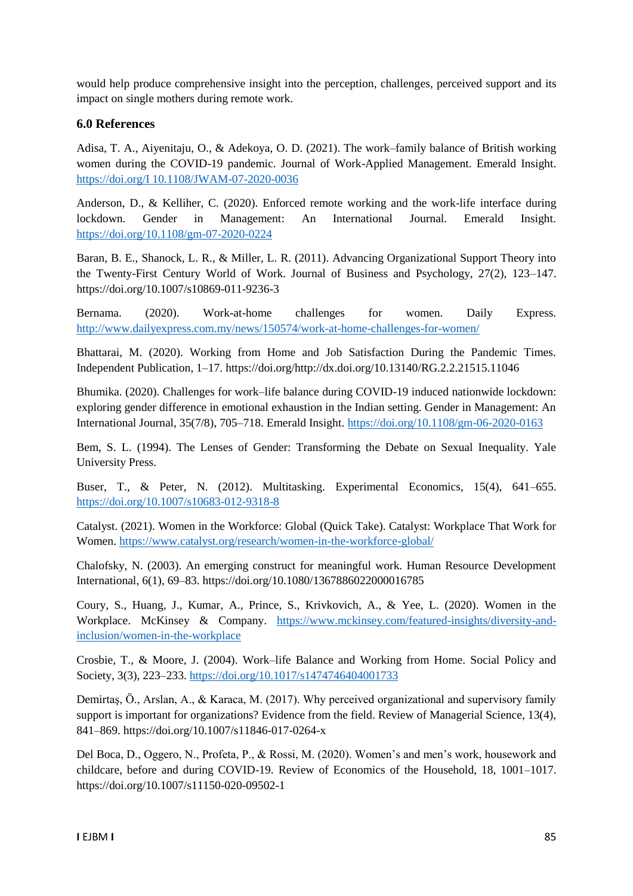would help produce comprehensive insight into the perception, challenges, perceived support and its impact on single mothers during remote work.

### 6.0 References

Adisa, T. A., Aiyenitaju, O., & Adekoya, O. D. (2021). The work–family balance of British working women during the COVID-19 pandemic. Journal of Work-Applied Management. Emerald Insight. https://doi.org/I 10.1108/JWAM-07-2020-0036

Anderson, D., & Kelliher, C. (2020). Enforced remote working and the work-life interface during lockdown. Gender in Management: An International Journal. Emerald Insight. https://doi.org/10.1108/gm-07-2020-0224

Baran, B. E., Shanock, L. R., & Miller, L. R. (2011). Advancing Organizational Support Theory into the Twenty-First Century World of Work. Journal of Business and Psychology, 27(2), 123–147. https://doi.org/10.1007/s10869-011-9236-3

Bernama. (2020). Work-at-home challenges for women. Daily Express. http://www.dailyexpress.com.my/news/150574/work-at-home-challenges-for-women/

Bhattarai, M. (2020). Working from Home and Job Satisfaction During the Pandemic Times. Independent Publication, 1–17. https://doi.org/http://dx.doi.org/10.13140/RG.2.2.21515.11046

Bhumika. (2020). Challenges for work–life balance during COVID-19 induced nationwide lockdown: exploring gender difference in emotional exhaustion in the Indian setting. Gender in Management: An International Journal, 35(7/8), 705–718. Emerald Insight. https://doi.org/10.1108/gm-06-2020-0163

Bem, S. L. (1994). The Lenses of Gender: Transforming the Debate on Sexual Inequality. Yale University Press.

Buser, T., & Peter, N. (2012). Multitasking. Experimental Economics, 15(4), 641–655. https://doi.org/10.1007/s10683-012-9318-8

Catalyst. (2021). Women in the Workforce: Global (Quick Take). Catalyst: Workplace That Work for Women. https://www.catalyst.org/research/women-in-the-workforce-global/

Chalofsky, N. (2003). An emerging construct for meaningful work. Human Resource Development International, 6(1), 69–83. https://doi.org/10.1080/1367886022000016785

Coury, S., Huang, J., Kumar, A., Prince, S., Krivkovich, A., & Yee, L. (2020). Women in the Workplace. McKinsey & Company. https://www.mckinsey.com/featured-insights/diversity-and-inclusion/women-in-the-workplace

Crosbie, T., & Moore, J. (2004). Work–life Balance and Working from Home. Social Policy and Society, 3(3), 223–233. https://doi.org/10.1017/s1474746404001733

Demirtaş, Ö., Arslan, A., & Karaca, M. (2017). Why perceived organizational and supervisory family support is important for organizations? Evidence from the field. Review of Managerial Science, 13(4), 841–869. https://doi.org/10.1007/s11846-017-0264-x

Del Boca, D., Oggero, N., Profeta, P., & Rossi, M. (2020). Women's and men's work, housework and childcare, before and during COVID-19. Review of Economics of the Household, 18, 1001–1017. https://doi.org/10.1007/s11150-020-09502-1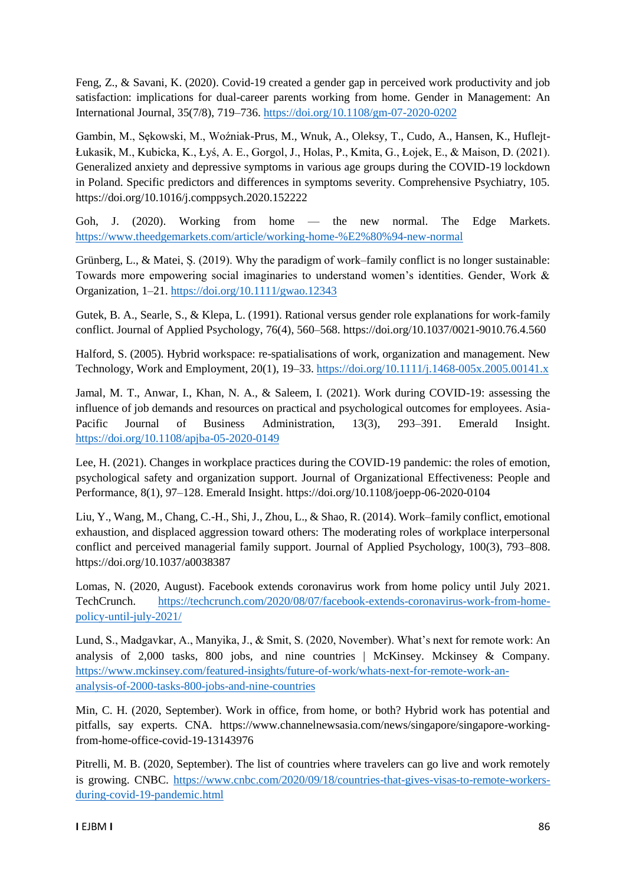Feng, Z., & Savani, K. (2020). Covid-19 created a gender gap in perceived work productivity and job satisfaction: implications for dual-career parents working from home. Gender in Management: An International Journal, 35(7/8), 719–736. https://doi.org/10.1108/gm-07-2020-0202

Gambin, M., Sękowski, M., Woźniak-Prus, M., Wnuk, A., Oleksy, T., Cudo, A., Hansen, K., Huflejt-Łukasik, M., Kubicka, K., Łyś, A. E., Gorgol, J., Holas, P., Kmita, G., Łojek, E., & Maison, D. (2021). Generalized anxiety and depressive symptoms in various age groups during the COVID-19 lockdown in Poland. Specific predictors and differences in symptoms severity. Comprehensive Psychiatry, 105. https://doi.org/10.1016/j.comppsych.2020.152222

Goh, J. (2020). Working from home — the new normal. The Edge Markets. https://www.theedgemarkets.com/article/working-home-%E2%80%94-new-normal

Grünberg, L., & Matei, Ș. (2019). Why the paradigm of work–family conflict is no longer sustainable: Towards more empowering social imaginaries to understand women's identities. Gender, Work & Organization, 1–21. https://doi.org/10.1111/gwao.12343

Gutek, B. A., Searle, S., & Klepa, L. (1991). Rational versus gender role explanations for work-family conflict. Journal of Applied Psychology, 76(4), 560–568. https://doi.org/10.1037/0021-9010.76.4.560

Halford, S. (2005). Hybrid workspace: re-spatialisations of work, organization and management. New Technology, Work and Employment, 20(1), 19–33. https://doi.org/10.1111/j.1468-005x.2005.00141.x

Jamal, M. T., Anwar, I., Khan, N. A., & Saleem, I. (2021). Work during COVID-19: assessing the influence of job demands and resources on practical and psychological outcomes for employees. Asia-Pacific Journal of Business Administration, 13(3), 293–391. Emerald Insight. https://doi.org/10.1108/apjba-05-2020-0149

Lee, H. (2021). Changes in workplace practices during the COVID-19 pandemic: the roles of emotion, psychological safety and organization support. Journal of Organizational Effectiveness: People and Performance, 8(1), 97–128. Emerald Insight. https://doi.org/10.1108/joepp-06-2020-0104

Liu, Y., Wang, M., Chang, C.-H., Shi, J., Zhou, L., & Shao, R. (2014). Work–family conflict, emotional exhaustion, and displaced aggression toward others: The moderating roles of workplace interpersonal conflict and perceived managerial family support. Journal of Applied Psychology, 100(3), 793–808. https://doi.org/10.1037/a0038387

Lomas, N. (2020, August). Facebook extends coronavirus work from home policy until July 2021. TechCrunch. https://techcrunch.com/2020/08/07/facebook-extends-coronavirus-work-from-home-policy-until-july-2021/

Lund, S., Madgavkar, A., Manyika, J., & Smit, S. (2020, November). What's next for remote work: An analysis of 2,000 tasks, 800 jobs, and nine countries | McKinsey. Mckinsey & Company. https://www.mckinsey.com/featured-insights/future-of-work/whats-next-for-remote-work-an-analysis-of-2000-tasks-800-jobs-and-nine-countries

Min, C. H. (2020, September). Work in office, from home, or both? Hybrid work has potential and pitfalls, say experts. CNA. https://www.channelnewsasia.com/news/singapore/singapore-working-from-home-office-covid-19-13143976

Pitrelli, M. B. (2020, September). The list of countries where travelers can go live and work remotely is growing. CNBC. https://www.cnbc.com/2020/09/18/countries-that-gives-visas-to-remote-workers-during-covid-19-pandemic.html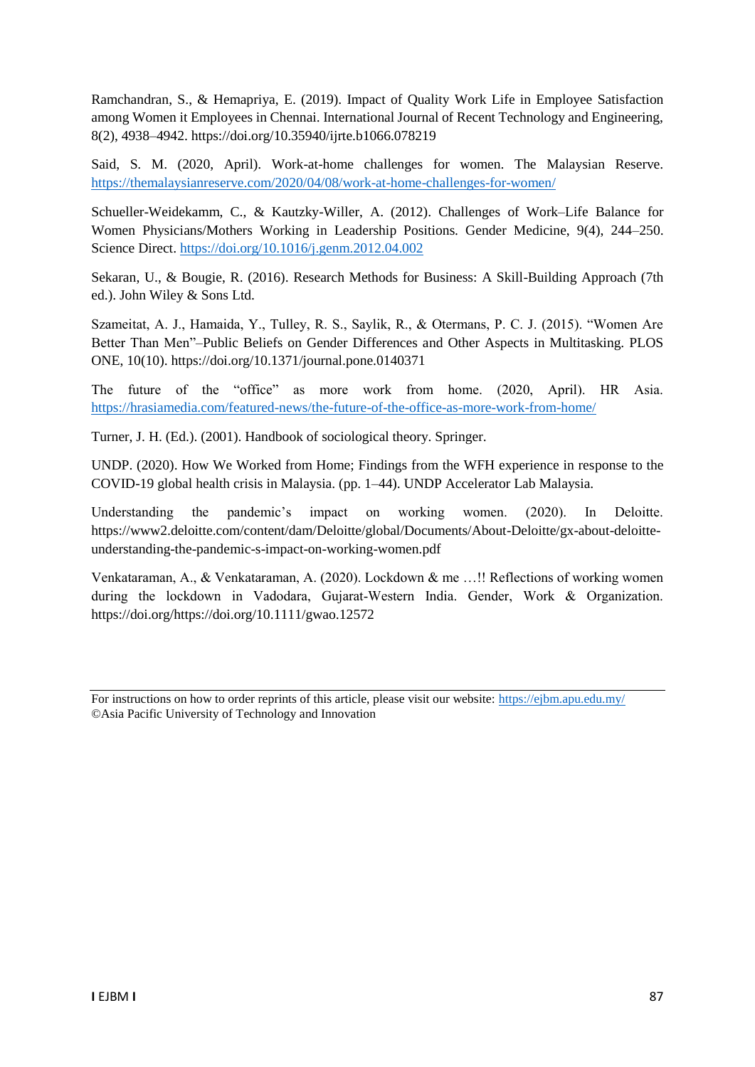Ramchandran, S., & Hemapriya, E. (2019). Impact of Quality Work Life in Employee Satisfaction among Women it Employees in Chennai. International Journal of Recent Technology and Engineering, 8(2), 4938–4942. https://doi.org/10.35940/ijrte.b1066.078219

Said, S. M. (2020, April). Work-at-home challenges for women. The Malaysian Reserve. https://themalaysianreserve.com/2020/04/08/work-at-home-challenges-for-women/

Schueller-Weidekamm, C., & Kautzky-Willer, A. (2012). Challenges of Work–Life Balance for Women Physicians/Mothers Working in Leadership Positions. Gender Medicine, 9(4), 244–250. Science Direct. https://doi.org/10.1016/j.genm.2012.04.002

Sekaran, U., & Bougie, R. (2016). Research Methods for Business: A Skill-Building Approach (7th ed.). John Wiley & Sons Ltd.

Szameitat, A. J., Hamaida, Y., Tulley, R. S., Saylik, R., & Otermans, P. C. J. (2015). "Women Are Better Than Men"–Public Beliefs on Gender Differences and Other Aspects in Multitasking. PLOS ONE, 10(10). https://doi.org/10.1371/journal.pone.0140371

The future of the "office" as more work from home. (2020, April). HR Asia. https://hrasiamedia.com/featured-news/the-future-of-the-office-as-more-work-from-home/

Turner, J. H. (Ed.). (2001). Handbook of sociological theory. Springer.

UNDP. (2020). How We Worked from Home; Findings from the WFH experience in response to the COVID-19 global health crisis in Malaysia. (pp. 1–44). UNDP Accelerator Lab Malaysia.

Understanding the pandemic's impact on working women. (2020). In Deloitte. https://www2.deloitte.com/content/dam/Deloitte/global/Documents/About-Deloitte/gx-about-deloitte-understanding-the-pandemic-s-impact-on-working-women.pdf

Venkataraman, A., & Venkataraman, A. (2020). Lockdown & me …!! Reflections of working women during the lockdown in Vadodara, Gujarat-Western India. Gender, Work & Organization. https://doi.org/https://doi.org/10.1111/gwao.12572

---

For instructions on how to order reprints of this article, please visit our website: https://ejbm.apu.edu.my/
©Asia Pacific University of Technology and Innovation